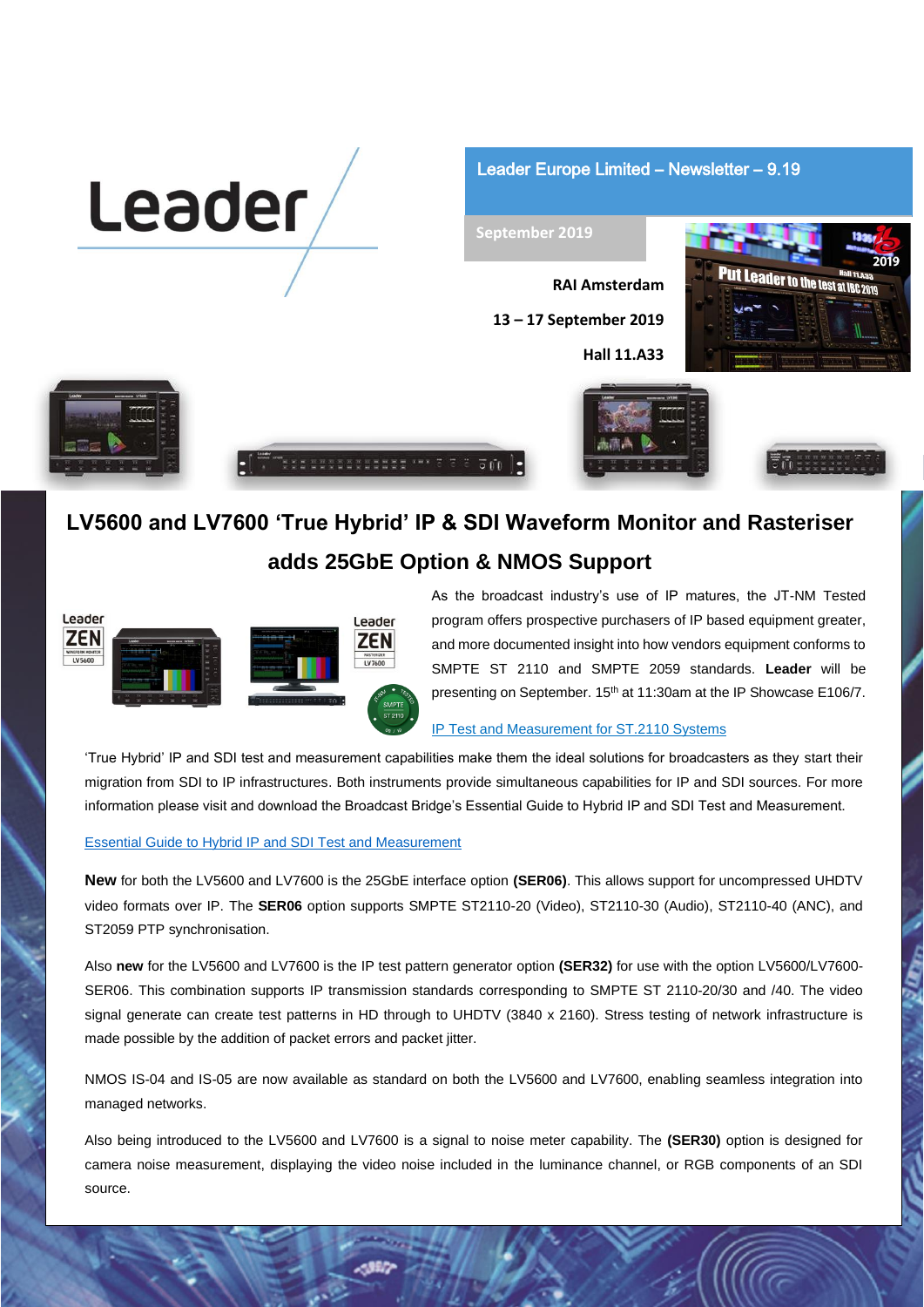Leader

Leader Europe Limited – Newsletter – 9.19

September 2019

RAI Amsterdam

13 – 17 September 2019

Hall 11.A33

# LV5600 and LV7600 'True Hybrid' IP & SDI Waveform Monitor and Rasteriser adds 25GbE Option & NMOS Support

As the broadcast industry's use of IP matures, the JT-NM Tested program offers prospective purchasers of IP based equipment greater, and more documented insight into how vendors equipment conforms to SMPTE ST 2110 and SMPTE 2059 standards. **Leader** will be presenting on September. 15th at 11:30am at the IP Showcase E106/7.

[IP Test and Measurement for ST.2110 Systems]

'True Hybrid' IP and SDI test and measurement capabilities make them the ideal solutions for broadcasters as they start their migration from SDI to IP infrastructures. Both instruments provide simultaneous capabilities for IP and SDI sources. For more information please visit and download the Broadcast Bridge's Essential Guide to Hybrid IP and SDI Test and Measurement.

[Essential Guide to Hybrid IP and SDI Test and Measurement]

**New** for both the LV5600 and LV7600 is the 25GbE interface option **(SER06)**. This allows support for uncompressed UHDTV video formats over IP. The **SER06** option supports SMPTE ST2110-20 (Video), ST2110-30 (Audio), ST2110-40 (ANC), and ST2059 PTP synchronisation.

Also **new** for the LV5600 and LV7600 is the IP test pattern generator option **(SER32)** for use with the option LV5600/LV7600-SER06. This combination supports IP transmission standards corresponding to SMPTE ST 2110-20/30 and /40. The video signal generate can create test patterns in HD through to UHDTV (3840 x 2160). Stress testing of network infrastructure is made possible by the addition of packet errors and packet jitter.

NMOS IS-04 and IS-05 are now available as standard on both the LV5600 and LV7600, enabling seamless integration into managed networks.

Also being introduced to the LV5600 and LV7600 is a signal to noise meter capability. The **(SER30)** option is designed for camera noise measurement, displaying the video noise included in the luminance channel, or RGB components of an SDI source.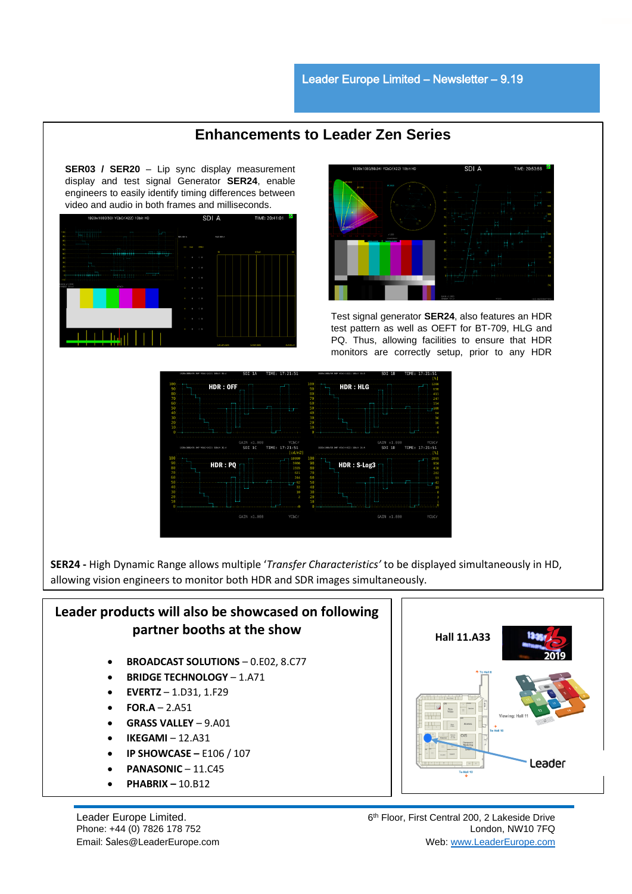Leader Europe Limited – Newsletter – 9.19

## Enhancements to Leader Zen Series

**SER03 / SER20** – Lip sync display measurement display and test signal Generator **SER24**, enable engineers to easily identify timing differences between video and audio in both frames and milliseconds.

Test signal generator **SER24**, also features an HDR test pattern as well as OEFT for BT-709, HLG and PQ. Thus, allowing facilities to ensure that HDR monitors are correctly setup, prior to any HDR

**SER24 -** High Dynamic Range allows multiple '*Transfer Characteristics'* to be displayed simultaneously in HD, allowing vision engineers to monitor both HDR and SDR images simultaneously.

## Leader products will also be showcased on following partner booths at the show

- **BROADCAST SOLUTIONS** – 0.E02, 8.C77
- **BRIDGE TECHNOLOGY** – 1.A71
- **EVERTZ** – 1.D31, 1.F29
- **FOR.A** – 2.A51
- **GRASS VALLEY** – 9.A01
- **IKEGAMI** – 12.A31
- **IP SHOWCASE –** E106 / 107
- **PANASONIC** – 11.C45
- **PHABRIX –** 10.B12

**Hall 11.A33**

Leader Europe Limited.
Phone: +44 (0) 7826 178 752
Email: Sales@LeaderEurope.com

6th Floor, First Central 200, 2 Lakeside Drive
London, NW10 7FQ
Web: www.LeaderEurope.com